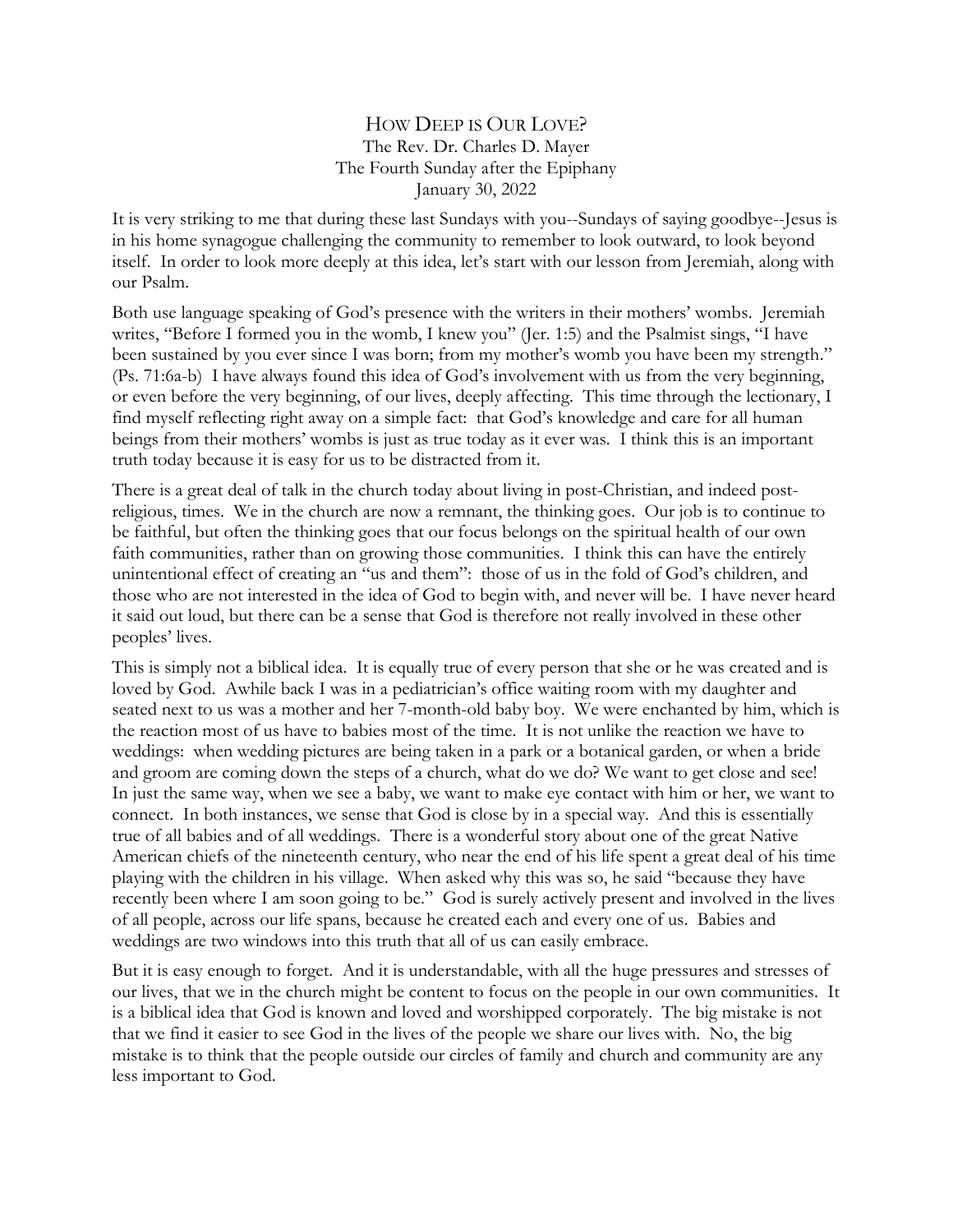# How Deep is Our Love?

The Rev. Dr. Charles D. Mayer
The Fourth Sunday after the Epiphany
January 30, 2022

It is very striking to me that during these last Sundays with you--Sundays of saying goodbye--Jesus is in his home synagogue challenging the community to remember to look outward, to look beyond itself. In order to look more deeply at this idea, let's start with our lesson from Jeremiah, along with our Psalm.

Both use language speaking of God's presence with the writers in their mothers' wombs. Jeremiah writes, "Before I formed you in the womb, I knew you" (Jer. 1:5) and the Psalmist sings, "I have been sustained by you ever since I was born; from my mother's womb you have been my strength." (Ps. 71:6a-b) I have always found this idea of God's involvement with us from the very beginning, or even before the very beginning, of our lives, deeply affecting. This time through the lectionary, I find myself reflecting right away on a simple fact: that God's knowledge and care for all human beings from their mothers' wombs is just as true today as it ever was. I think this is an important truth today because it is easy for us to be distracted from it.

There is a great deal of talk in the church today about living in post-Christian, and indeed post-religious, times. We in the church are now a remnant, the thinking goes. Our job is to continue to be faithful, but often the thinking goes that our focus belongs on the spiritual health of our own faith communities, rather than on growing those communities. I think this can have the entirely unintentional effect of creating an "us and them": those of us in the fold of God's children, and those who are not interested in the idea of God to begin with, and never will be. I have never heard it said out loud, but there can be a sense that God is therefore not really involved in these other peoples' lives.

This is simply not a biblical idea. It is equally true of every person that she or he was created and is loved by God. Awhile back I was in a pediatrician's office waiting room with my daughter and seated next to us was a mother and her 7-month-old baby boy. We were enchanted by him, which is the reaction most of us have to babies most of the time. It is not unlike the reaction we have to weddings: when wedding pictures are being taken in a park or a botanical garden, or when a bride and groom are coming down the steps of a church, what do we do? We want to get close and see! In just the same way, when we see a baby, we want to make eye contact with him or her, we want to connect. In both instances, we sense that God is close by in a special way. And this is essentially true of all babies and of all weddings. There is a wonderful story about one of the great Native American chiefs of the nineteenth century, who near the end of his life spent a great deal of his time playing with the children in his village. When asked why this was so, he said "because they have recently been where I am soon going to be." God is surely actively present and involved in the lives of all people, across our life spans, because he created each and every one of us. Babies and weddings are two windows into this truth that all of us can easily embrace.

But it is easy enough to forget. And it is understandable, with all the huge pressures and stresses of our lives, that we in the church might be content to focus on the people in our own communities. It is a biblical idea that God is known and loved and worshipped corporately. The big mistake is not that we find it easier to see God in the lives of the people we share our lives with. No, the big mistake is to think that the people outside our circles of family and church and community are any less important to God.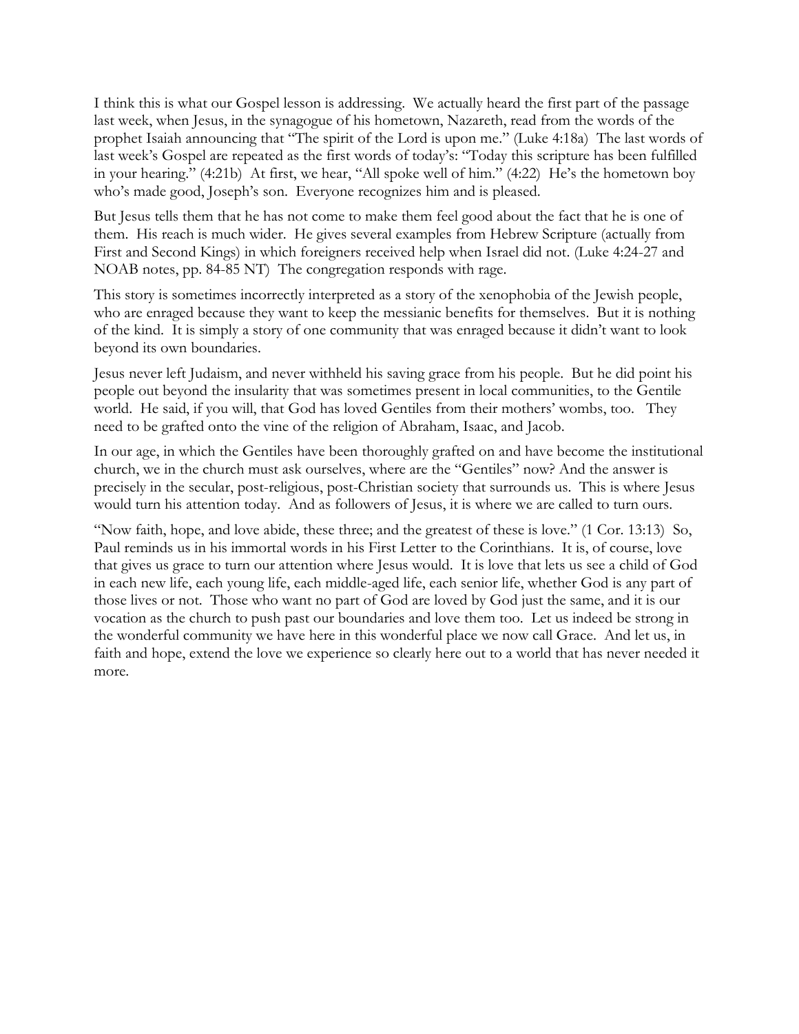I think this is what our Gospel lesson is addressing. We actually heard the first part of the passage last week, when Jesus, in the synagogue of his hometown, Nazareth, read from the words of the prophet Isaiah announcing that "The spirit of the Lord is upon me." (Luke 4:18a) The last words of last week's Gospel are repeated as the first words of today's: "Today this scripture has been fulfilled in your hearing." (4:21b) At first, we hear, "All spoke well of him." (4:22) He's the hometown boy who's made good, Joseph's son. Everyone recognizes him and is pleased.

But Jesus tells them that he has not come to make them feel good about the fact that he is one of them. His reach is much wider. He gives several examples from Hebrew Scripture (actually from First and Second Kings) in which foreigners received help when Israel did not. (Luke 4:24-27 and NOAB notes, pp. 84-85 NT) The congregation responds with rage.

This story is sometimes incorrectly interpreted as a story of the xenophobia of the Jewish people, who are enraged because they want to keep the messianic benefits for themselves. But it is nothing of the kind. It is simply a story of one community that was enraged because it didn't want to look beyond its own boundaries.

Jesus never left Judaism, and never withheld his saving grace from his people. But he did point his people out beyond the insularity that was sometimes present in local communities, to the Gentile world. He said, if you will, that God has loved Gentiles from their mothers' wombs, too. They need to be grafted onto the vine of the religion of Abraham, Isaac, and Jacob.

In our age, in which the Gentiles have been thoroughly grafted on and have become the institutional church, we in the church must ask ourselves, where are the "Gentiles" now? And the answer is precisely in the secular, post-religious, post-Christian society that surrounds us. This is where Jesus would turn his attention today. And as followers of Jesus, it is where we are called to turn ours.

"Now faith, hope, and love abide, these three; and the greatest of these is love." (1 Cor. 13:13) So, Paul reminds us in his immortal words in his First Letter to the Corinthians. It is, of course, love that gives us grace to turn our attention where Jesus would. It is love that lets us see a child of God in each new life, each young life, each middle-aged life, each senior life, whether God is any part of those lives or not. Those who want no part of God are loved by God just the same, and it is our vocation as the church to push past our boundaries and love them too. Let us indeed be strong in the wonderful community we have here in this wonderful place we now call Grace. And let us, in faith and hope, extend the love we experience so clearly here out to a world that has never needed it more.